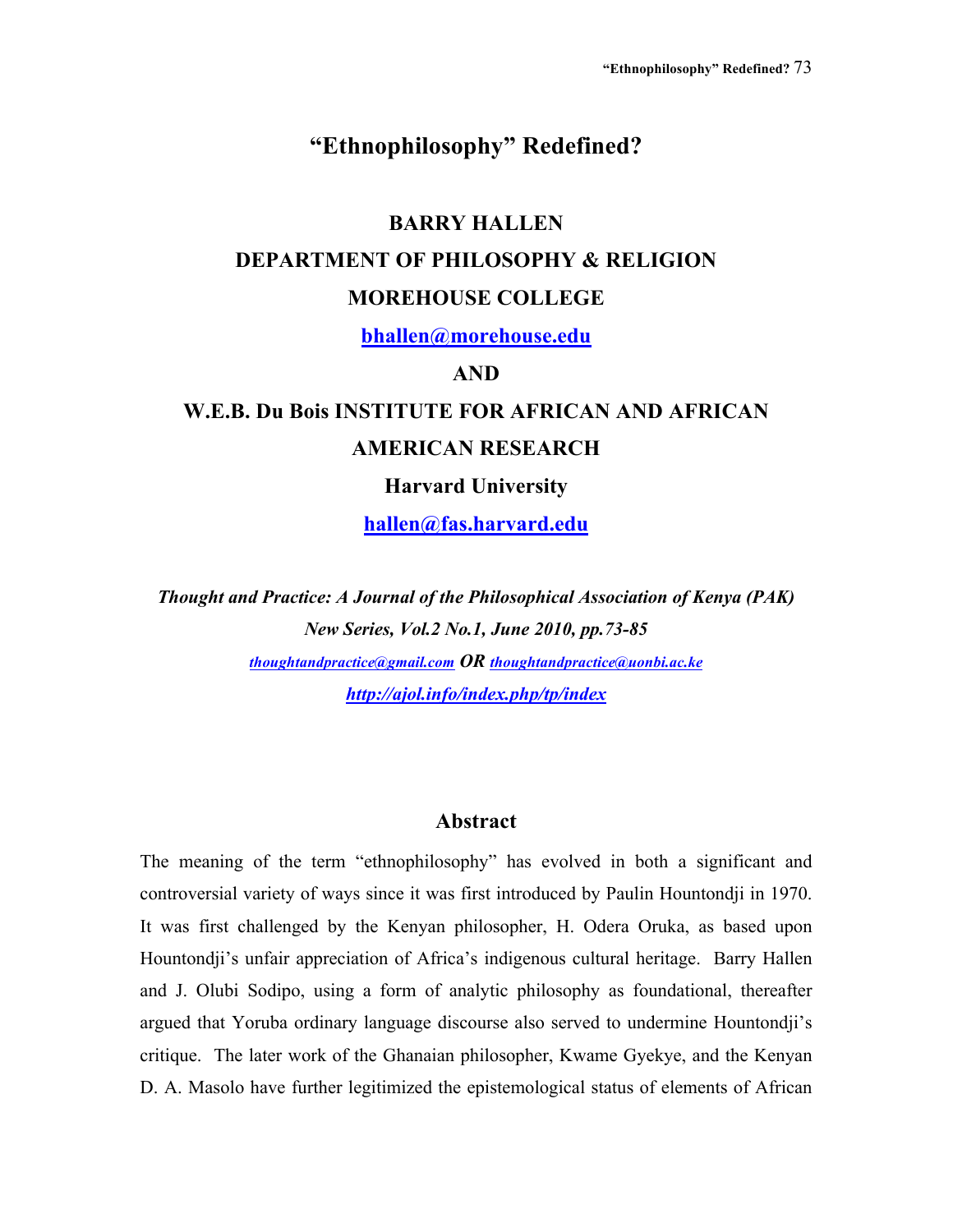# "Ethnophilosophy" Redefined?

**BARRY HALLEN**

**DEPARTMENT OF PHILOSOPHY & RELIGION**

**MOREHOUSE COLLEGE**

**bhallen@morehouse.edu**

**AND**

**W.E.B. Du Bois INSTITUTE FOR AFRICAN AND AFRICAN AMERICAN RESEARCH**

**Harvard University**

**hallen@fas.harvard.edu**

***Thought and Practice: A Journal of the Philosophical Association of Kenya (PAK)***
***New Series, Vol.2 No.1, June 2010, pp.73-85***
***thoughtandpractice@gmail.com OR thoughtandpractice@uonbi.ac.ke***
***http://ajol.info/index.php/tp/index***

## Abstract

The meaning of the term "ethnophilosophy" has evolved in both a significant and controversial variety of ways since it was first introduced by Paulin Hountondji in 1970. It was first challenged by the Kenyan philosopher, H. Odera Oruka, as based upon Hountondji's unfair appreciation of Africa's indigenous cultural heritage. Barry Hallen and J. Olubi Sodipo, using a form of analytic philosophy as foundational, thereafter argued that Yoruba ordinary language discourse also served to undermine Hountondji's critique. The later work of the Ghanaian philosopher, Kwame Gyekye, and the Kenyan D. A. Masolo have further legitimized the epistemological status of elements of African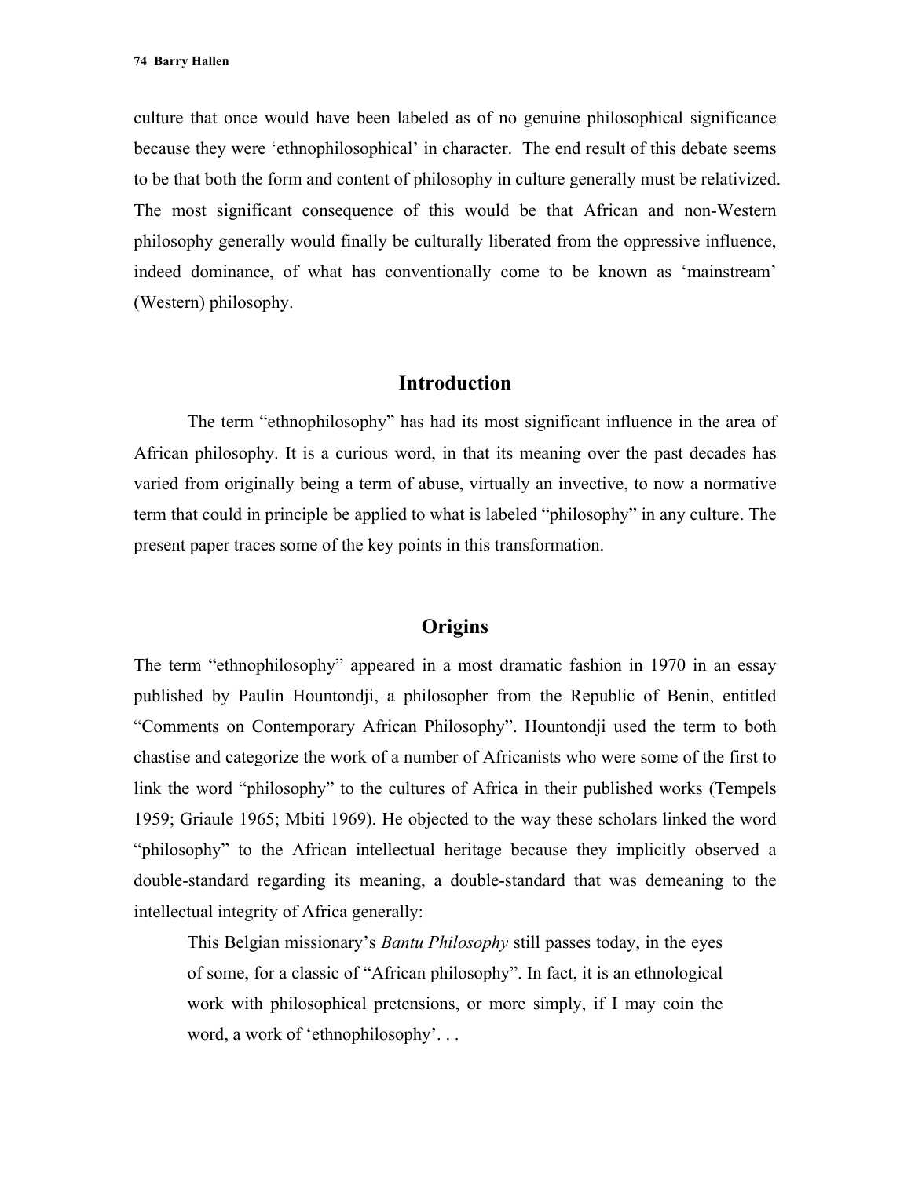culture that once would have been labeled as of no genuine philosophical significance because they were 'ethnophilosophical' in character. The end result of this debate seems to be that both the form and content of philosophy in culture generally must be relativized. The most significant consequence of this would be that African and non-Western philosophy generally would finally be culturally liberated from the oppressive influence, indeed dominance, of what has conventionally come to be known as 'mainstream' (Western) philosophy.

## Introduction

The term "ethnophilosophy" has had its most significant influence in the area of African philosophy. It is a curious word, in that its meaning over the past decades has varied from originally being a term of abuse, virtually an invective, to now a normative term that could in principle be applied to what is labeled "philosophy" in any culture. The present paper traces some of the key points in this transformation.

## Origins

The term "ethnophilosophy" appeared in a most dramatic fashion in 1970 in an essay published by Paulin Hountondji, a philosopher from the Republic of Benin, entitled "Comments on Contemporary African Philosophy". Hountondji used the term to both chastise and categorize the work of a number of Africanists who were some of the first to link the word "philosophy" to the cultures of Africa in their published works (Tempels 1959; Griaule 1965; Mbiti 1969). He objected to the way these scholars linked the word "philosophy" to the African intellectual heritage because they implicitly observed a double-standard regarding its meaning, a double-standard that was demeaning to the intellectual integrity of Africa generally:

> This Belgian missionary's *Bantu Philosophy* still passes today, in the eyes of some, for a classic of "African philosophy". In fact, it is an ethnological work with philosophical pretensions, or more simply, if I may coin the word, a work of 'ethnophilosophy'. . .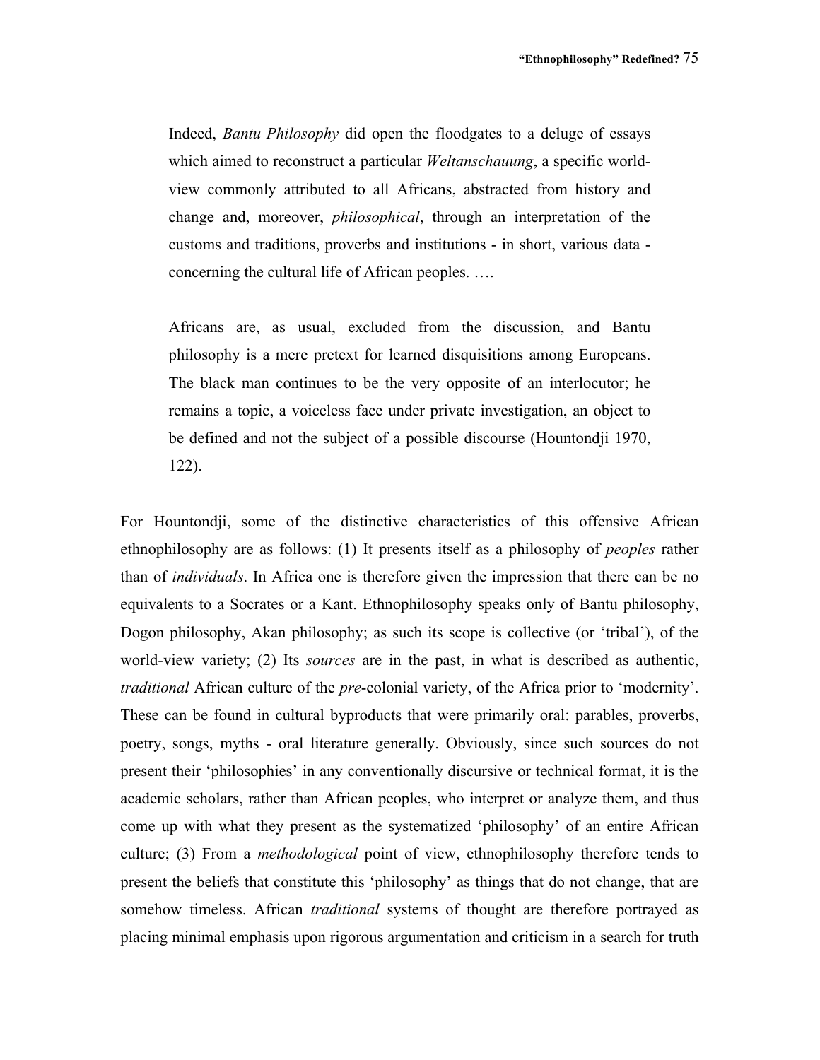> Indeed, *Bantu Philosophy* did open the floodgates to a deluge of essays which aimed to reconstruct a particular *Weltanschauung*, a specific world-view commonly attributed to all Africans, abstracted from history and change and, moreover, *philosophical*, through an interpretation of the customs and traditions, proverbs and institutions - in short, various data - concerning the cultural life of African peoples. ….
>
> Africans are, as usual, excluded from the discussion, and Bantu philosophy is a mere pretext for learned disquisitions among Europeans. The black man continues to be the very opposite of an interlocutor; he remains a topic, a voiceless face under private investigation, an object to be defined and not the subject of a possible discourse (Hountondji 1970, 122).

For Hountondji, some of the distinctive characteristics of this offensive African ethnophilosophy are as follows: (1) It presents itself as a philosophy of *peoples* rather than of *individuals*. In Africa one is therefore given the impression that there can be no equivalents to a Socrates or a Kant. Ethnophilosophy speaks only of Bantu philosophy, Dogon philosophy, Akan philosophy; as such its scope is collective (or 'tribal'), of the world-view variety; (2) Its *sources* are in the past, in what is described as authentic, *traditional* African culture of the *pre*-colonial variety, of the Africa prior to 'modernity'. These can be found in cultural byproducts that were primarily oral: parables, proverbs, poetry, songs, myths - oral literature generally. Obviously, since such sources do not present their 'philosophies' in any conventionally discursive or technical format, it is the academic scholars, rather than African peoples, who interpret or analyze them, and thus come up with what they present as the systematized 'philosophy' of an entire African culture; (3) From a *methodological* point of view, ethnophilosophy therefore tends to present the beliefs that constitute this 'philosophy' as things that do not change, that are somehow timeless. African *traditional* systems of thought are therefore portrayed as placing minimal emphasis upon rigorous argumentation and criticism in a search for truth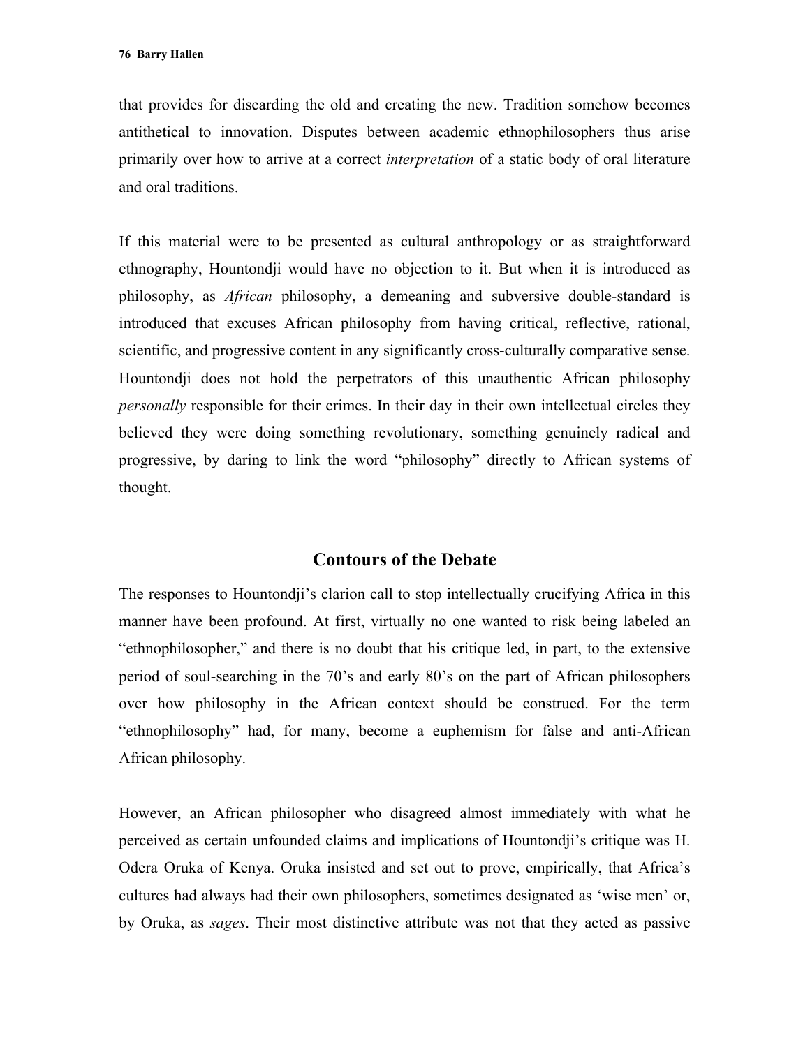that provides for discarding the old and creating the new. Tradition somehow becomes antithetical to innovation. Disputes between academic ethnophilosophers thus arise primarily over how to arrive at a correct *interpretation* of a static body of oral literature and oral traditions.

If this material were to be presented as cultural anthropology or as straightforward ethnography, Hountondji would have no objection to it. But when it is introduced as philosophy, as *African* philosophy, a demeaning and subversive double-standard is introduced that excuses African philosophy from having critical, reflective, rational, scientific, and progressive content in any significantly cross-culturally comparative sense. Hountondji does not hold the perpetrators of this unauthentic African philosophy *personally* responsible for their crimes. In their day in their own intellectual circles they believed they were doing something revolutionary, something genuinely radical and progressive, by daring to link the word "philosophy" directly to African systems of thought.

## Contours of the Debate

The responses to Hountondji's clarion call to stop intellectually crucifying Africa in this manner have been profound. At first, virtually no one wanted to risk being labeled an "ethnophilosopher," and there is no doubt that his critique led, in part, to the extensive period of soul-searching in the 70's and early 80's on the part of African philosophers over how philosophy in the African context should be construed. For the term "ethnophilosophy" had, for many, become a euphemism for false and anti-African African philosophy.

However, an African philosopher who disagreed almost immediately with what he perceived as certain unfounded claims and implications of Hountondji's critique was H. Odera Oruka of Kenya. Oruka insisted and set out to prove, empirically, that Africa's cultures had always had their own philosophers, sometimes designated as 'wise men' or, by Oruka, as *sages*. Their most distinctive attribute was not that they acted as passive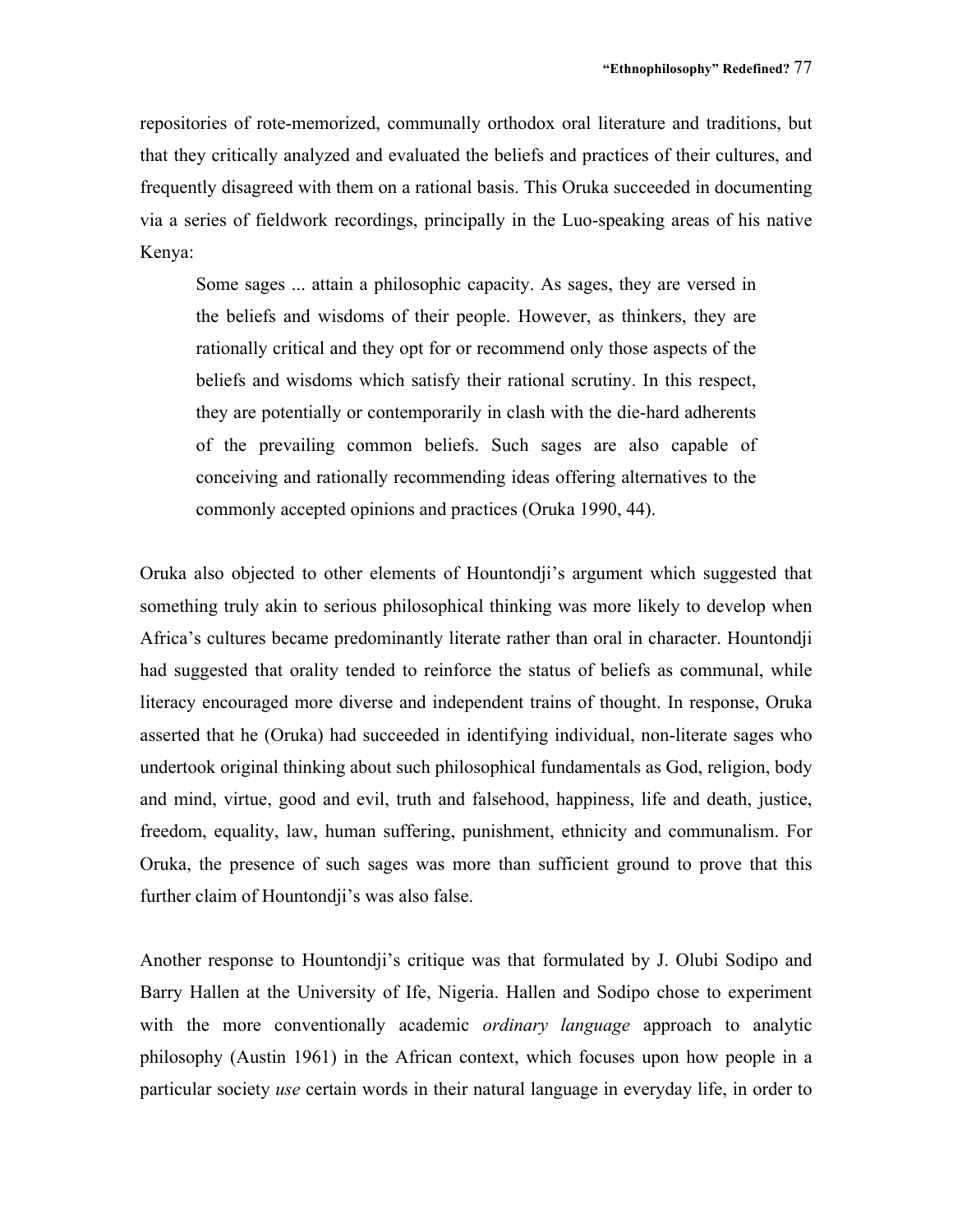repositories of rote-memorized, communally orthodox oral literature and traditions, but that they critically analyzed and evaluated the beliefs and practices of their cultures, and frequently disagreed with them on a rational basis. This Oruka succeeded in documenting via a series of fieldwork recordings, principally in the Luo-speaking areas of his native Kenya:

> Some sages ... attain a philosophic capacity. As sages, they are versed in the beliefs and wisdoms of their people. However, as thinkers, they are rationally critical and they opt for or recommend only those aspects of the beliefs and wisdoms which satisfy their rational scrutiny. In this respect, they are potentially or contemporarily in clash with the die-hard adherents of the prevailing common beliefs. Such sages are also capable of conceiving and rationally recommending ideas offering alternatives to the commonly accepted opinions and practices (Oruka 1990, 44).

Oruka also objected to other elements of Hountondji's argument which suggested that something truly akin to serious philosophical thinking was more likely to develop when Africa's cultures became predominantly literate rather than oral in character. Hountondji had suggested that orality tended to reinforce the status of beliefs as communal, while literacy encouraged more diverse and independent trains of thought. In response, Oruka asserted that he (Oruka) had succeeded in identifying individual, non-literate sages who undertook original thinking about such philosophical fundamentals as God, religion, body and mind, virtue, good and evil, truth and falsehood, happiness, life and death, justice, freedom, equality, law, human suffering, punishment, ethnicity and communalism. For Oruka, the presence of such sages was more than sufficient ground to prove that this further claim of Hountondji's was also false.

Another response to Hountondji's critique was that formulated by J. Olubi Sodipo and Barry Hallen at the University of Ife, Nigeria. Hallen and Sodipo chose to experiment with the more conventionally academic *ordinary language* approach to analytic philosophy (Austin 1961) in the African context, which focuses upon how people in a particular society *use* certain words in their natural language in everyday life, in order to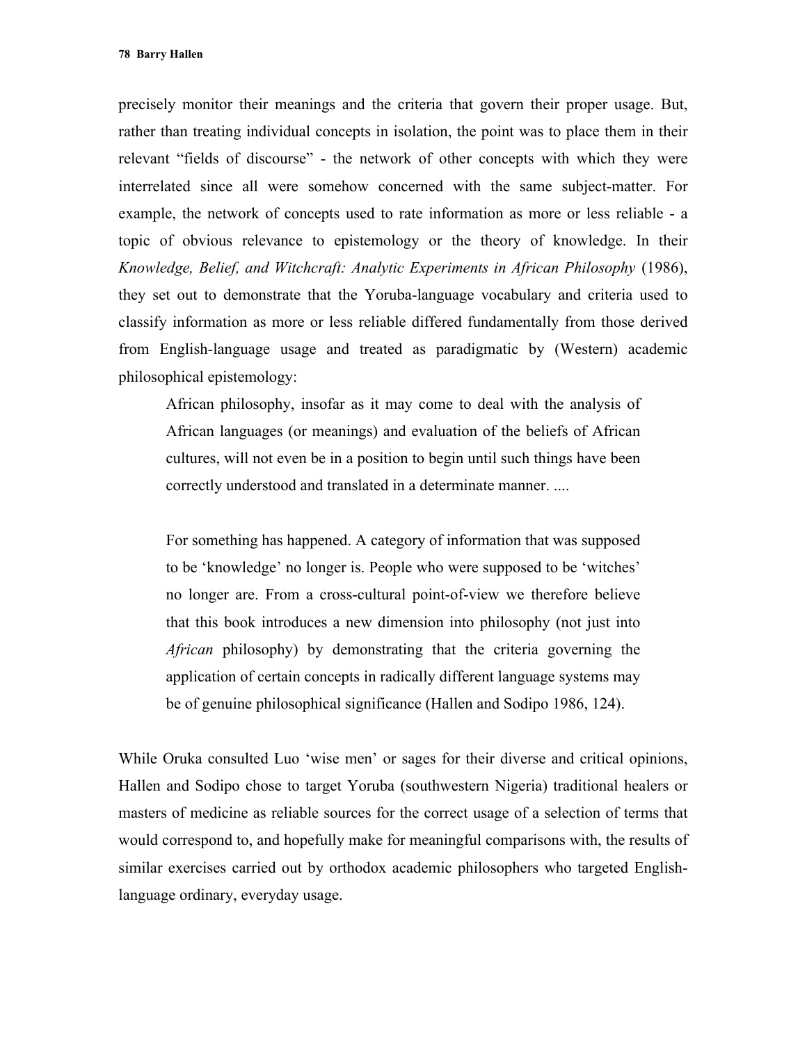precisely monitor their meanings and the criteria that govern their proper usage. But, rather than treating individual concepts in isolation, the point was to place them in their relevant "fields of discourse" - the network of other concepts with which they were interrelated since all were somehow concerned with the same subject-matter. For example, the network of concepts used to rate information as more or less reliable - a topic of obvious relevance to epistemology or the theory of knowledge. In their *Knowledge, Belief, and Witchcraft: Analytic Experiments in African Philosophy* (1986), they set out to demonstrate that the Yoruba-language vocabulary and criteria used to classify information as more or less reliable differed fundamentally from those derived from English-language usage and treated as paradigmatic by (Western) academic philosophical epistemology:

> African philosophy, insofar as it may come to deal with the analysis of African languages (or meanings) and evaluation of the beliefs of African cultures, will not even be in a position to begin until such things have been correctly understood and translated in a determinate manner. ....
>
> For something has happened. A category of information that was supposed to be 'knowledge' no longer is. People who were supposed to be 'witches' no longer are. From a cross-cultural point-of-view we therefore believe that this book introduces a new dimension into philosophy (not just into *African* philosophy) by demonstrating that the criteria governing the application of certain concepts in radically different language systems may be of genuine philosophical significance (Hallen and Sodipo 1986, 124).

While Oruka consulted Luo 'wise men' or sages for their diverse and critical opinions, Hallen and Sodipo chose to target Yoruba (southwestern Nigeria) traditional healers or masters of medicine as reliable sources for the correct usage of a selection of terms that would correspond to, and hopefully make for meaningful comparisons with, the results of similar exercises carried out by orthodox academic philosophers who targeted English-language ordinary, everyday usage.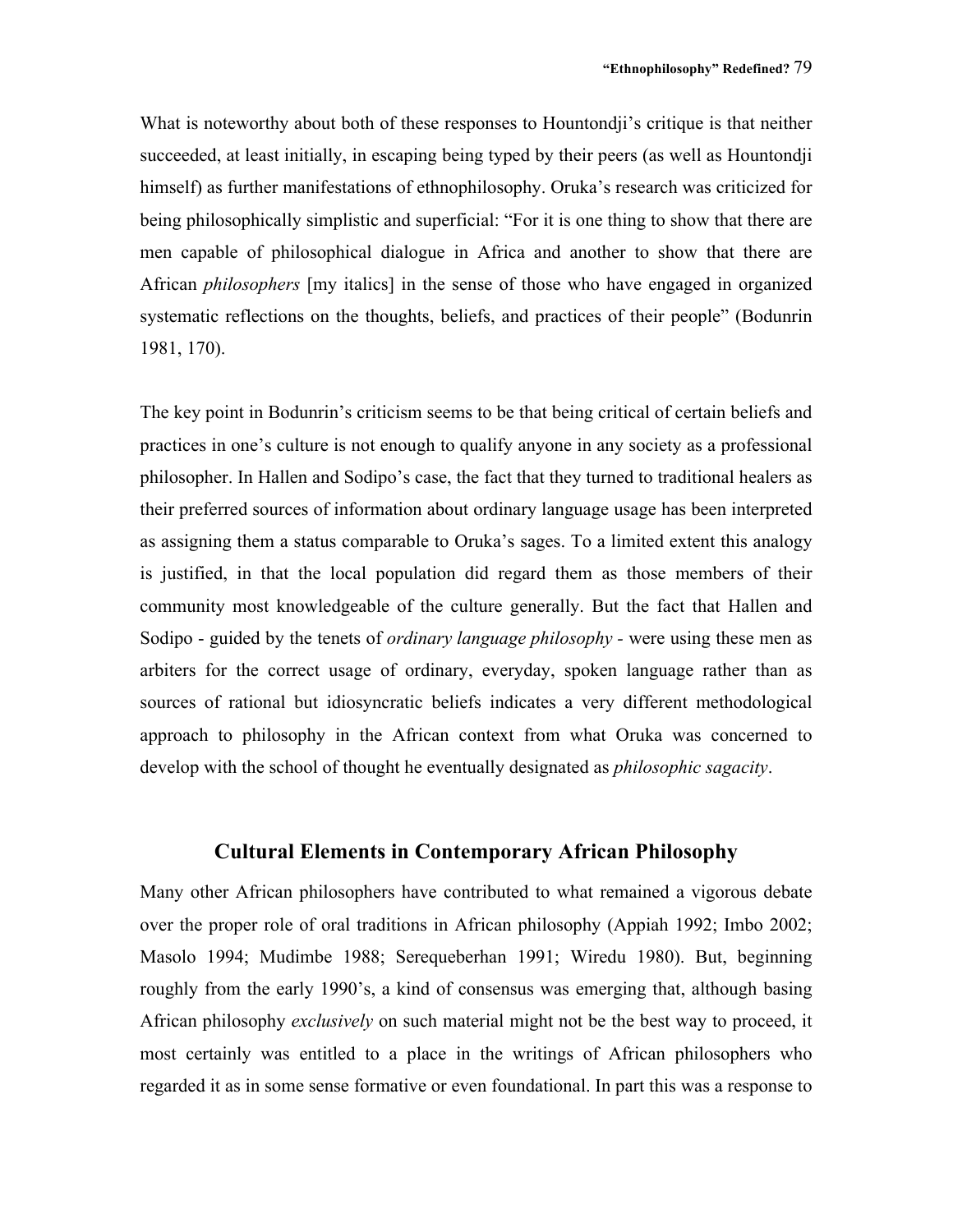What is noteworthy about both of these responses to Hountondji's critique is that neither succeeded, at least initially, in escaping being typed by their peers (as well as Hountondji himself) as further manifestations of ethnophilosophy. Oruka's research was criticized for being philosophically simplistic and superficial: "For it is one thing to show that there are men capable of philosophical dialogue in Africa and another to show that there are African *philosophers* [my italics] in the sense of those who have engaged in organized systematic reflections on the thoughts, beliefs, and practices of their people" (Bodunrin 1981, 170).

The key point in Bodunrin's criticism seems to be that being critical of certain beliefs and practices in one's culture is not enough to qualify anyone in any society as a professional philosopher. In Hallen and Sodipo's case, the fact that they turned to traditional healers as their preferred sources of information about ordinary language usage has been interpreted as assigning them a status comparable to Oruka's sages. To a limited extent this analogy is justified, in that the local population did regard them as those members of their community most knowledgeable of the culture generally. But the fact that Hallen and Sodipo - guided by the tenets of *ordinary language philosophy* - were using these men as arbiters for the correct usage of ordinary, everyday, spoken language rather than as sources of rational but idiosyncratic beliefs indicates a very different methodological approach to philosophy in the African context from what Oruka was concerned to develop with the school of thought he eventually designated as *philosophic sagacity*.

## Cultural Elements in Contemporary African Philosophy

Many other African philosophers have contributed to what remained a vigorous debate over the proper role of oral traditions in African philosophy (Appiah 1992; Imbo 2002; Masolo 1994; Mudimbe 1988; Serequeberhan 1991; Wiredu 1980). But, beginning roughly from the early 1990's, a kind of consensus was emerging that, although basing African philosophy *exclusively* on such material might not be the best way to proceed, it most certainly was entitled to a place in the writings of African philosophers who regarded it as in some sense formative or even foundational. In part this was a response to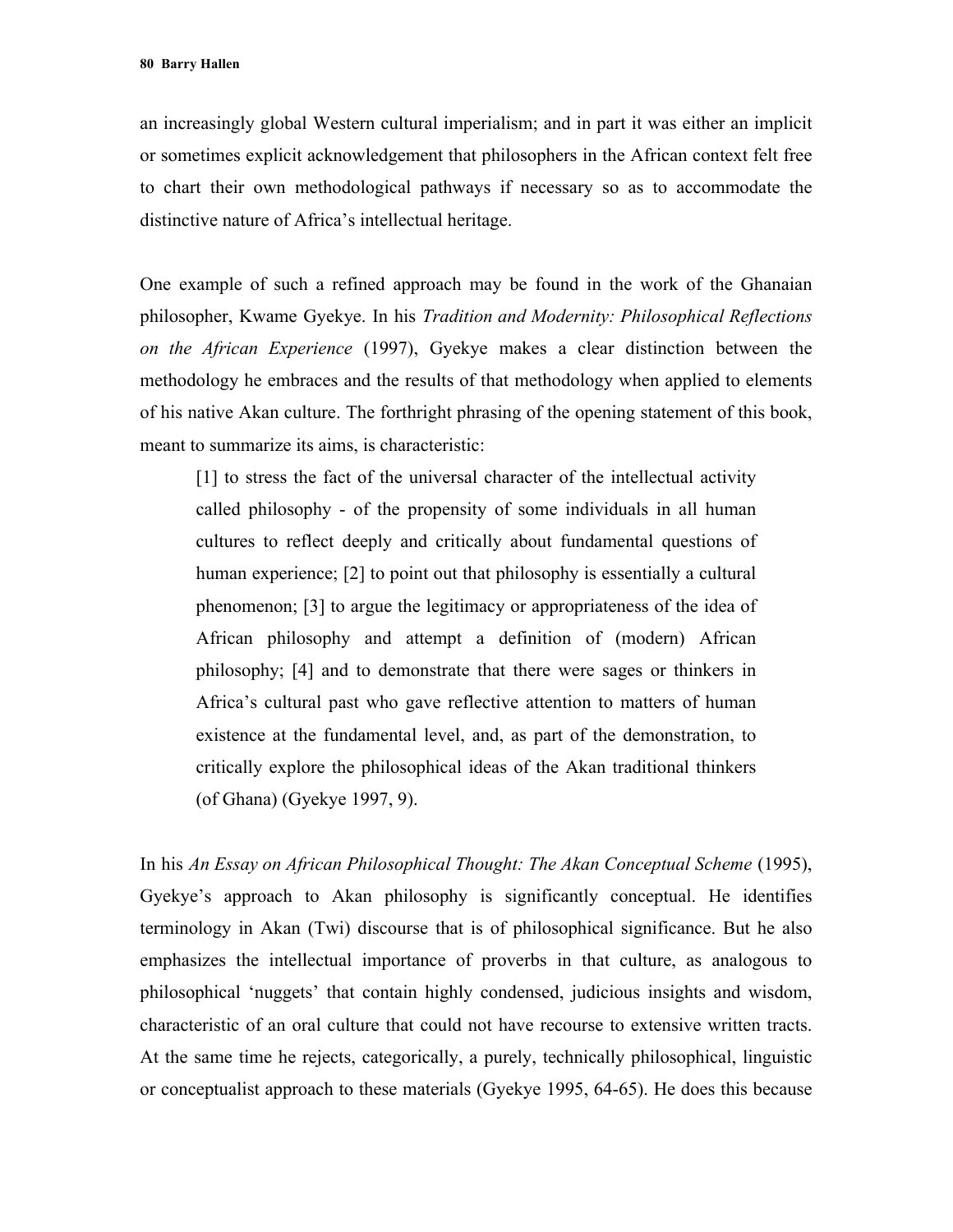an increasingly global Western cultural imperialism; and in part it was either an implicit or sometimes explicit acknowledgement that philosophers in the African context felt free to chart their own methodological pathways if necessary so as to accommodate the distinctive nature of Africa's intellectual heritage.

One example of such a refined approach may be found in the work of the Ghanaian philosopher, Kwame Gyekye. In his *Tradition and Modernity: Philosophical Reflections on the African Experience* (1997), Gyekye makes a clear distinction between the methodology he embraces and the results of that methodology when applied to elements of his native Akan culture. The forthright phrasing of the opening statement of this book, meant to summarize its aims, is characteristic:

> [1] to stress the fact of the universal character of the intellectual activity called philosophy - of the propensity of some individuals in all human cultures to reflect deeply and critically about fundamental questions of human experience; [2] to point out that philosophy is essentially a cultural phenomenon; [3] to argue the legitimacy or appropriateness of the idea of African philosophy and attempt a definition of (modern) African philosophy; [4] and to demonstrate that there were sages or thinkers in Africa's cultural past who gave reflective attention to matters of human existence at the fundamental level, and, as part of the demonstration, to critically explore the philosophical ideas of the Akan traditional thinkers (of Ghana) (Gyekye 1997, 9).

In his *An Essay on African Philosophical Thought: The Akan Conceptual Scheme* (1995), Gyekye's approach to Akan philosophy is significantly conceptual. He identifies terminology in Akan (Twi) discourse that is of philosophical significance. But he also emphasizes the intellectual importance of proverbs in that culture, as analogous to philosophical 'nuggets' that contain highly condensed, judicious insights and wisdom, characteristic of an oral culture that could not have recourse to extensive written tracts. At the same time he rejects, categorically, a purely, technically philosophical, linguistic or conceptualist approach to these materials (Gyekye 1995, 64-65). He does this because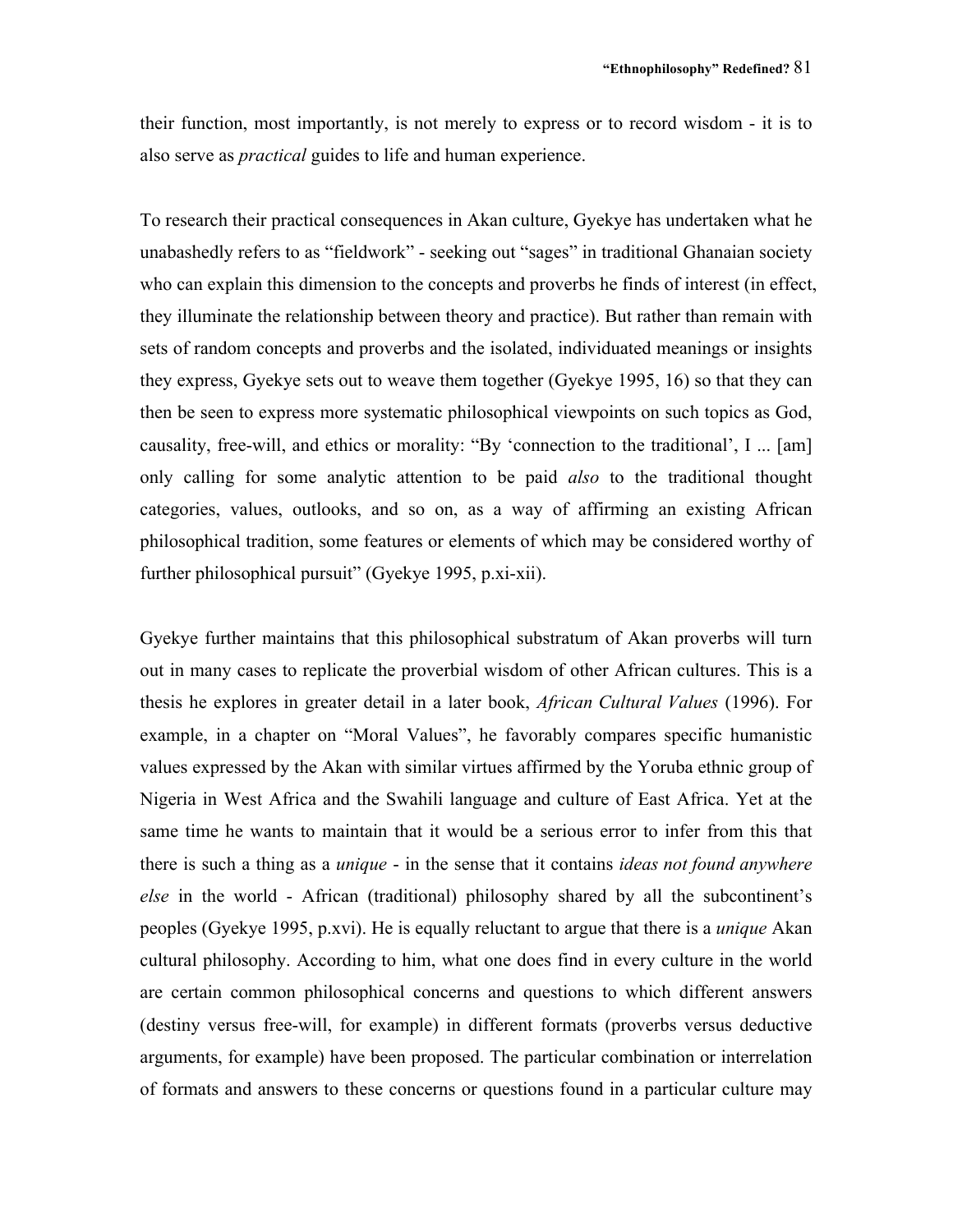their function, most importantly, is not merely to express or to record wisdom - it is to also serve as *practical* guides to life and human experience.

To research their practical consequences in Akan culture, Gyekye has undertaken what he unabashedly refers to as "fieldwork" - seeking out "sages" in traditional Ghanaian society who can explain this dimension to the concepts and proverbs he finds of interest (in effect, they illuminate the relationship between theory and practice). But rather than remain with sets of random concepts and proverbs and the isolated, individuated meanings or insights they express, Gyekye sets out to weave them together (Gyekye 1995, 16) so that they can then be seen to express more systematic philosophical viewpoints on such topics as God, causality, free-will, and ethics or morality: "By 'connection to the traditional', I ... [am] only calling for some analytic attention to be paid *also* to the traditional thought categories, values, outlooks, and so on, as a way of affirming an existing African philosophical tradition, some features or elements of which may be considered worthy of further philosophical pursuit" (Gyekye 1995, p.xi-xii).

Gyekye further maintains that this philosophical substratum of Akan proverbs will turn out in many cases to replicate the proverbial wisdom of other African cultures. This is a thesis he explores in greater detail in a later book, *African Cultural Values* (1996). For example, in a chapter on "Moral Values", he favorably compares specific humanistic values expressed by the Akan with similar virtues affirmed by the Yoruba ethnic group of Nigeria in West Africa and the Swahili language and culture of East Africa. Yet at the same time he wants to maintain that it would be a serious error to infer from this that there is such a thing as a *unique* - in the sense that it contains *ideas not found anywhere else* in the world - African (traditional) philosophy shared by all the subcontinent's peoples (Gyekye 1995, p.xvi). He is equally reluctant to argue that there is a *unique* Akan cultural philosophy. According to him, what one does find in every culture in the world are certain common philosophical concerns and questions to which different answers (destiny versus free-will, for example) in different formats (proverbs versus deductive arguments, for example) have been proposed. The particular combination or interrelation of formats and answers to these concerns or questions found in a particular culture may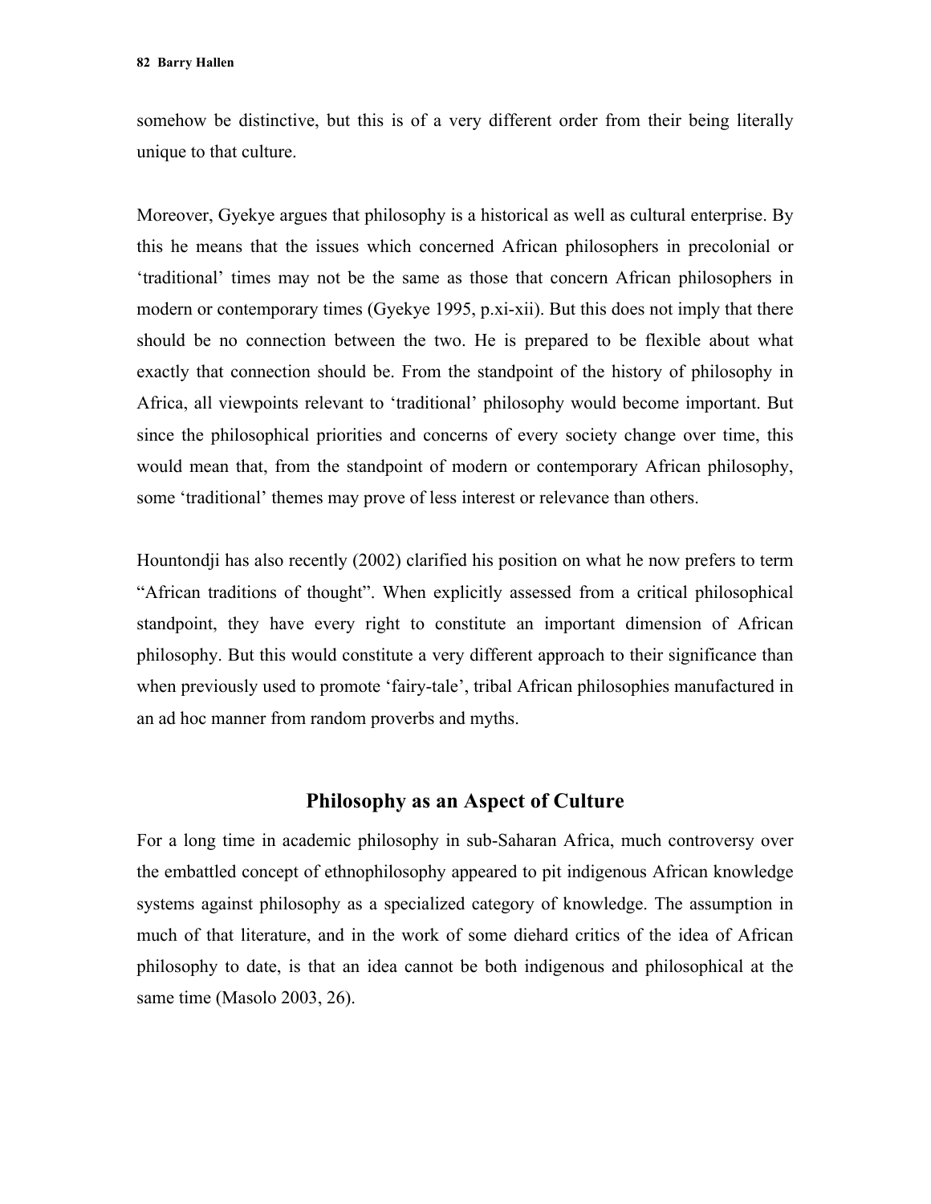somehow be distinctive, but this is of a very different order from their being literally unique to that culture.

Moreover, Gyekye argues that philosophy is a historical as well as cultural enterprise. By this he means that the issues which concerned African philosophers in precolonial or 'traditional' times may not be the same as those that concern African philosophers in modern or contemporary times (Gyekye 1995, p.xi-xii). But this does not imply that there should be no connection between the two. He is prepared to be flexible about what exactly that connection should be. From the standpoint of the history of philosophy in Africa, all viewpoints relevant to 'traditional' philosophy would become important. But since the philosophical priorities and concerns of every society change over time, this would mean that, from the standpoint of modern or contemporary African philosophy, some 'traditional' themes may prove of less interest or relevance than others.

Hountondji has also recently (2002) clarified his position on what he now prefers to term "African traditions of thought". When explicitly assessed from a critical philosophical standpoint, they have every right to constitute an important dimension of African philosophy. But this would constitute a very different approach to their significance than when previously used to promote 'fairy-tale', tribal African philosophies manufactured in an ad hoc manner from random proverbs and myths.

## Philosophy as an Aspect of Culture

For a long time in academic philosophy in sub-Saharan Africa, much controversy over the embattled concept of ethnophilosophy appeared to pit indigenous African knowledge systems against philosophy as a specialized category of knowledge. The assumption in much of that literature, and in the work of some diehard critics of the idea of African philosophy to date, is that an idea cannot be both indigenous and philosophical at the same time (Masolo 2003, 26).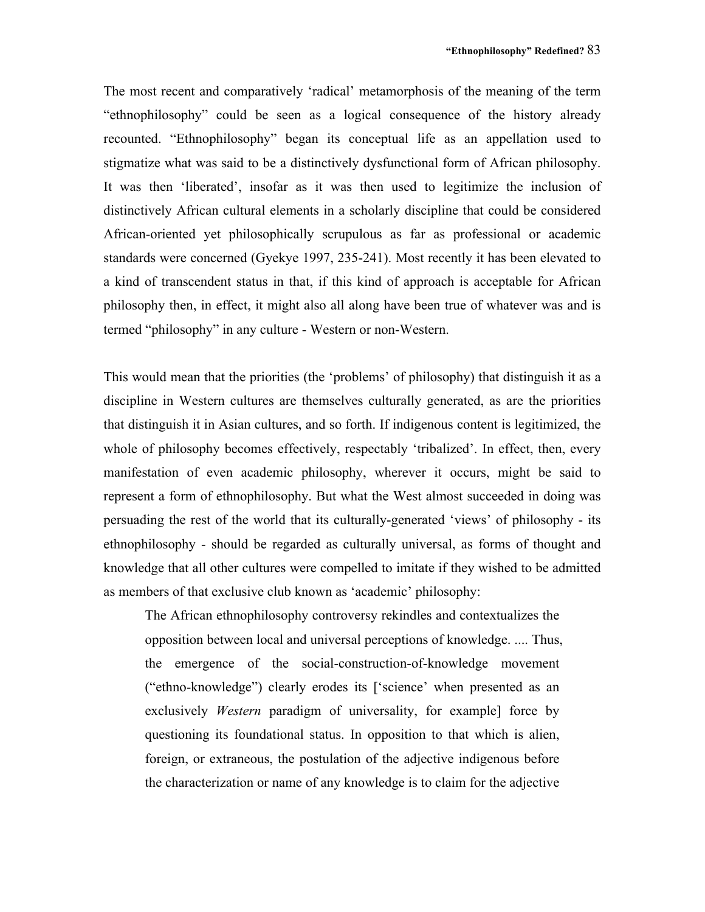The most recent and comparatively 'radical' metamorphosis of the meaning of the term "ethnophilosophy" could be seen as a logical consequence of the history already recounted. "Ethnophilosophy" began its conceptual life as an appellation used to stigmatize what was said to be a distinctively dysfunctional form of African philosophy. It was then 'liberated', insofar as it was then used to legitimize the inclusion of distinctively African cultural elements in a scholarly discipline that could be considered African-oriented yet philosophically scrupulous as far as professional or academic standards were concerned (Gyekye 1997, 235-241). Most recently it has been elevated to a kind of transcendent status in that, if this kind of approach is acceptable for African philosophy then, in effect, it might also all along have been true of whatever was and is termed "philosophy" in any culture - Western or non-Western.

This would mean that the priorities (the 'problems' of philosophy) that distinguish it as a discipline in Western cultures are themselves culturally generated, as are the priorities that distinguish it in Asian cultures, and so forth. If indigenous content is legitimized, the whole of philosophy becomes effectively, respectably 'tribalized'. In effect, then, every manifestation of even academic philosophy, wherever it occurs, might be said to represent a form of ethnophilosophy. But what the West almost succeeded in doing was persuading the rest of the world that its culturally-generated 'views' of philosophy - its ethnophilosophy - should be regarded as culturally universal, as forms of thought and knowledge that all other cultures were compelled to imitate if they wished to be admitted as members of that exclusive club known as 'academic' philosophy:

> The African ethnophilosophy controversy rekindles and contextualizes the opposition between local and universal perceptions of knowledge. .... Thus, the emergence of the social-construction-of-knowledge movement ("ethno-knowledge") clearly erodes its ['science' when presented as an exclusively *Western* paradigm of universality, for example] force by questioning its foundational status. In opposition to that which is alien, foreign, or extraneous, the postulation of the adjective indigenous before the characterization or name of any knowledge is to claim for the adjective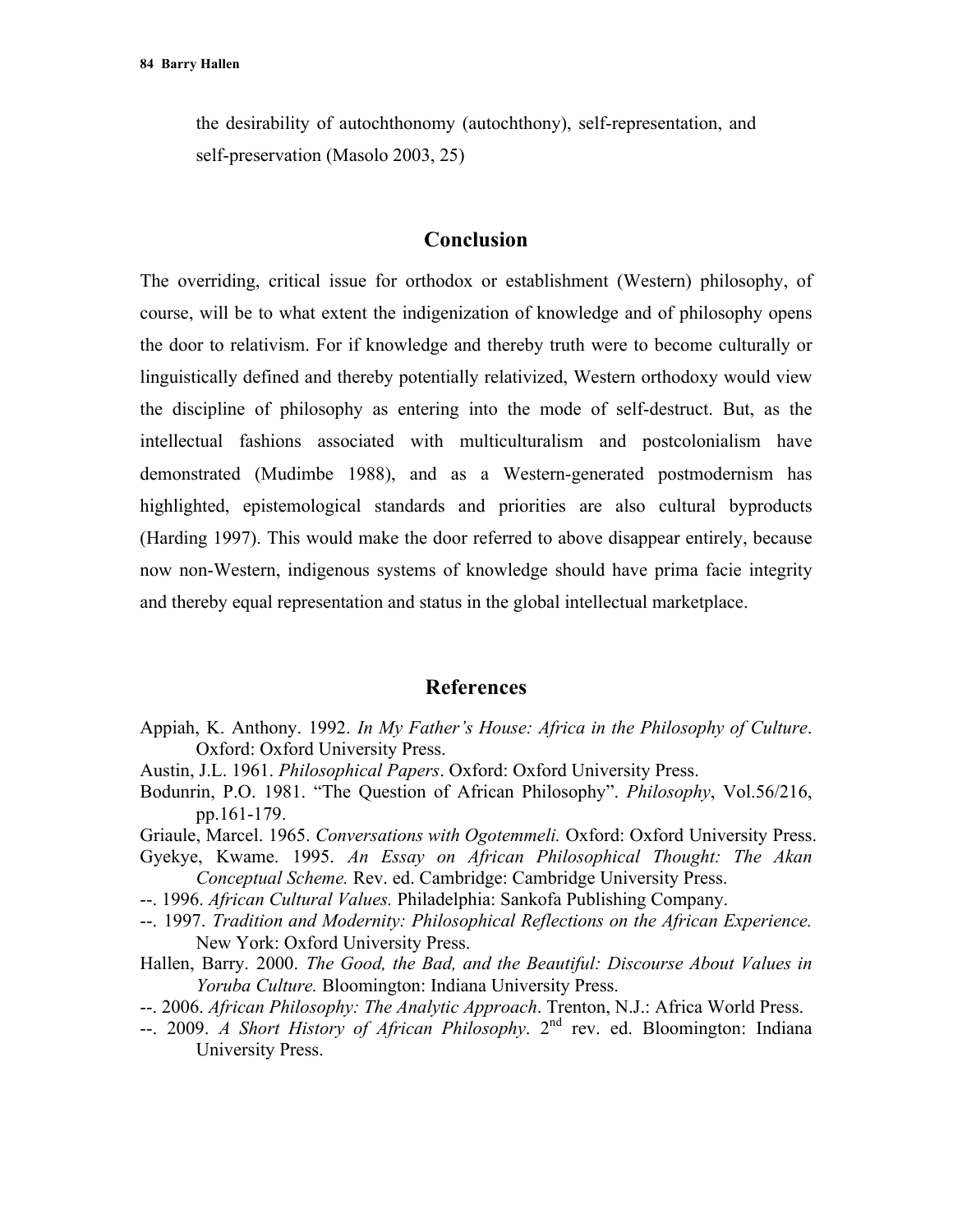the desirability of autochthonomy (autochthony), self-representation, and self-preservation (Masolo 2003, 25)

## Conclusion

The overriding, critical issue for orthodox or establishment (Western) philosophy, of course, will be to what extent the indigenization of knowledge and of philosophy opens the door to relativism. For if knowledge and thereby truth were to become culturally or linguistically defined and thereby potentially relativized, Western orthodoxy would view the discipline of philosophy as entering into the mode of self-destruct. But, as the intellectual fashions associated with multiculturalism and postcolonialism have demonstrated (Mudimbe 1988), and as a Western-generated postmodernism has highlighted, epistemological standards and priorities are also cultural byproducts (Harding 1997). This would make the door referred to above disappear entirely, because now non-Western, indigenous systems of knowledge should have prima facie integrity and thereby equal representation and status in the global intellectual marketplace.

## References

Appiah, K. Anthony. 1992. *In My Father's House: Africa in the Philosophy of Culture*. Oxford: Oxford University Press.

Austin, J.L. 1961. *Philosophical Papers*. Oxford: Oxford University Press.

Bodunrin, P.O. 1981. "The Question of African Philosophy". *Philosophy*, Vol.56/216, pp.161-179.

Griaule, Marcel. 1965. *Conversations with Ogotemmeli.* Oxford: Oxford University Press.

Gyekye, Kwame. 1995. *An Essay on African Philosophical Thought: The Akan Conceptual Scheme.* Rev. ed. Cambridge: Cambridge University Press.

--. 1996. *African Cultural Values.* Philadelphia: Sankofa Publishing Company.

--. 1997. *Tradition and Modernity: Philosophical Reflections on the African Experience.* New York: Oxford University Press.

Hallen, Barry. 2000. *The Good, the Bad, and the Beautiful: Discourse About Values in Yoruba Culture.* Bloomington: Indiana University Press.

--. 2006. *African Philosophy: The Analytic Approach*. Trenton, N.J.: Africa World Press.

--. 2009. *A Short History of African Philosophy*. 2nd rev. ed. Bloomington: Indiana University Press.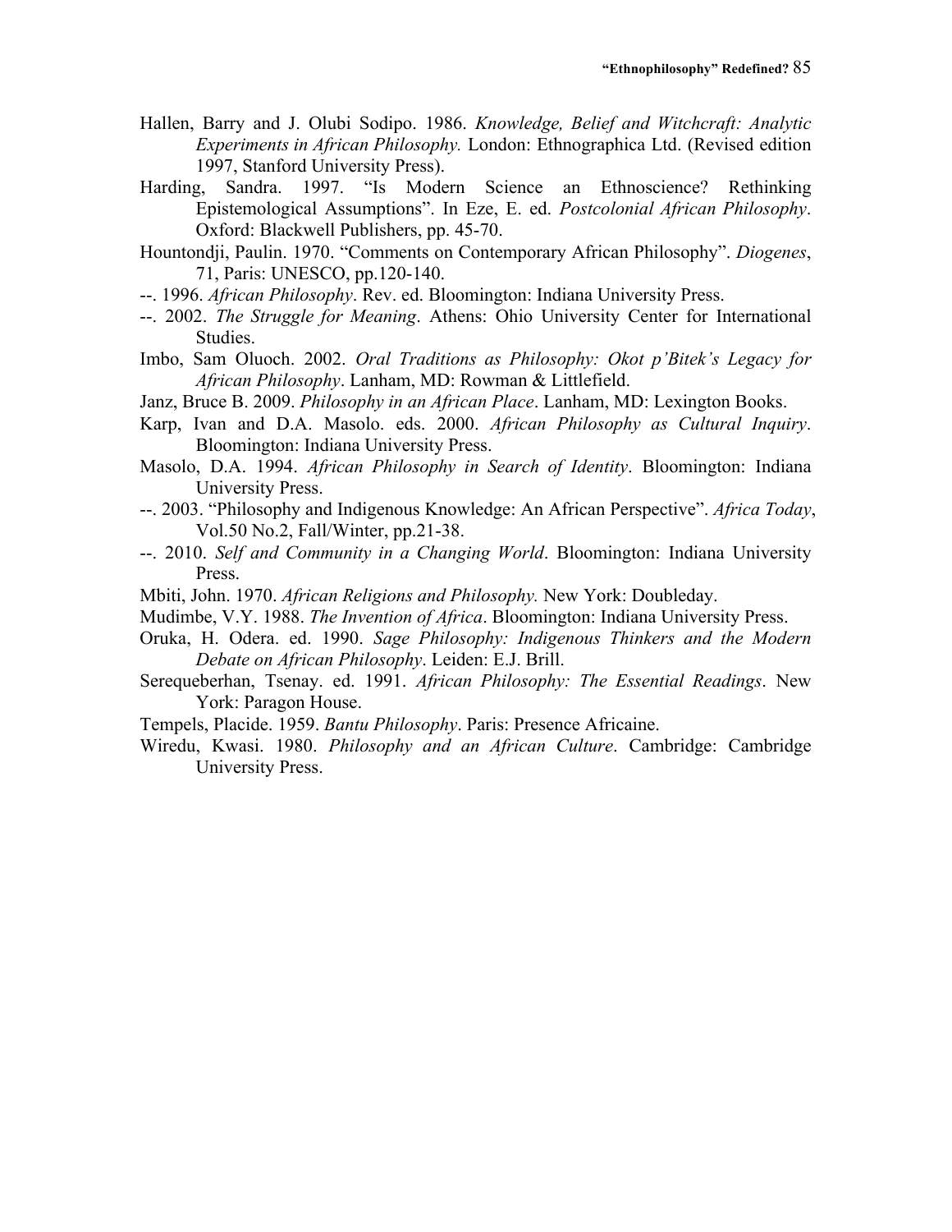Hallen, Barry and J. Olubi Sodipo. 1986. *Knowledge, Belief and Witchcraft: Analytic Experiments in African Philosophy.* London: Ethnographica Ltd. (Revised edition 1997, Stanford University Press).

Harding, Sandra. 1997. "Is Modern Science an Ethnoscience? Rethinking Epistemological Assumptions". In Eze, E. ed. *Postcolonial African Philosophy*. Oxford: Blackwell Publishers, pp. 45-70.

Hountondji, Paulin. 1970. "Comments on Contemporary African Philosophy". *Diogenes*, 71, Paris: UNESCO, pp.120-140.

--. 1996. *African Philosophy*. Rev. ed. Bloomington: Indiana University Press.

--. 2002. *The Struggle for Meaning*. Athens: Ohio University Center for International Studies.

Imbo, Sam Oluoch. 2002. *Oral Traditions as Philosophy: Okot p'Bitek's Legacy for African Philosophy*. Lanham, MD: Rowman & Littlefield.

Janz, Bruce B. 2009. *Philosophy in an African Place*. Lanham, MD: Lexington Books.

Karp, Ivan and D.A. Masolo. eds. 2000. *African Philosophy as Cultural Inquiry*. Bloomington: Indiana University Press.

Masolo, D.A. 1994. *African Philosophy in Search of Identity*. Bloomington: Indiana University Press.

--. 2003. "Philosophy and Indigenous Knowledge: An African Perspective". *Africa Today*, Vol.50 No.2, Fall/Winter, pp.21-38.

--. 2010. *Self and Community in a Changing World*. Bloomington: Indiana University Press.

Mbiti, John. 1970. *African Religions and Philosophy.* New York: Doubleday.

Mudimbe, V.Y. 1988. *The Invention of Africa*. Bloomington: Indiana University Press.

Oruka, H. Odera. ed. 1990. *Sage Philosophy: Indigenous Thinkers and the Modern Debate on African Philosophy*. Leiden: E.J. Brill.

Serequeberhan, Tsenay. ed. 1991. *African Philosophy: The Essential Readings*. New York: Paragon House.

Tempels, Placide. 1959. *Bantu Philosophy*. Paris: Presence Africaine.

Wiredu, Kwasi. 1980. *Philosophy and an African Culture*. Cambridge: Cambridge University Press.